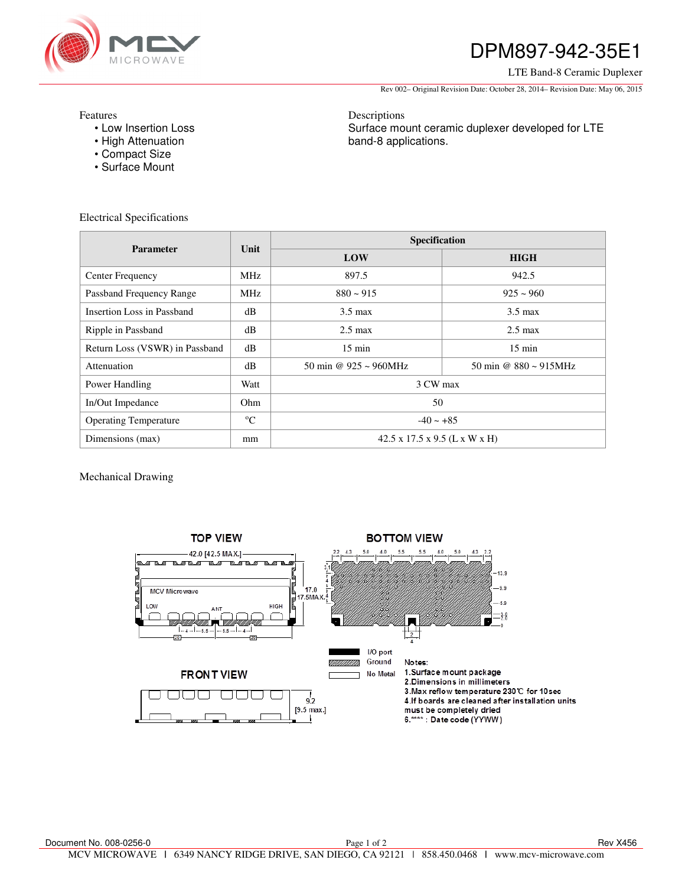# DPM897-942-35E1

LTE Band-8 Ceramic Duplexer

Rev 002– Original Revision Date: October 28, 2014– Revision Date: May 06, 2015

Features
- Low Insertion Loss
- High Attenuation
- Compact Size
- Surface Mount

Descriptions

Surface mount ceramic duplexer developed for LTE band-8 applications.

## Electrical Specifications

| Parameter | Unit | Specification | |
|---|---|---|---|
| | | LOW | HIGH |
| Center Frequency | MHz | 897.5 | 942.5 |
| Passband Frequency Range | MHz | 880 ~ 915 | 925 ~ 960 |
| Insertion Loss in Passband | dB | 3.5 max | 3.5 max |
| Ripple in Passband | dB | 2.5 max | 2.5 max |
| Return Loss (VSWR) in Passband | dB | 15 min | 15 min |
| Attenuation | dB | 50 min @ 925 ~ 960MHz | 50 min @ 880 ~ 915MHz |
| Power Handling | Watt | 3 CW max | |
| In/Out Impedance | Ohm | 50 | |
| Operating Temperature | °C | -40 ~ +85 | |
| Dimensions (max) | mm | 42.5 x 17.5 x 9.5 (L x W x H) | |

## Mechanical Drawing

TOP VIEW

BOTTOM VIEW

FRONT VIEW

I/O port
Ground
No Metal

Notes:
1. Surface mount package
2. Dimensions in millimeters
3. Max reflow temperature 230℃ for 10sec
4. If boards are cleaned after installation units must be completely dried
6. **** : Date code (YYWW)

Document No. 008-0256-0

Rev X456

MCV MICROWAVE | 6349 NANCY RIDGE DRIVE, SAN DIEGO, CA 92121 | 858.450.0468 | www.mcv-microwave.com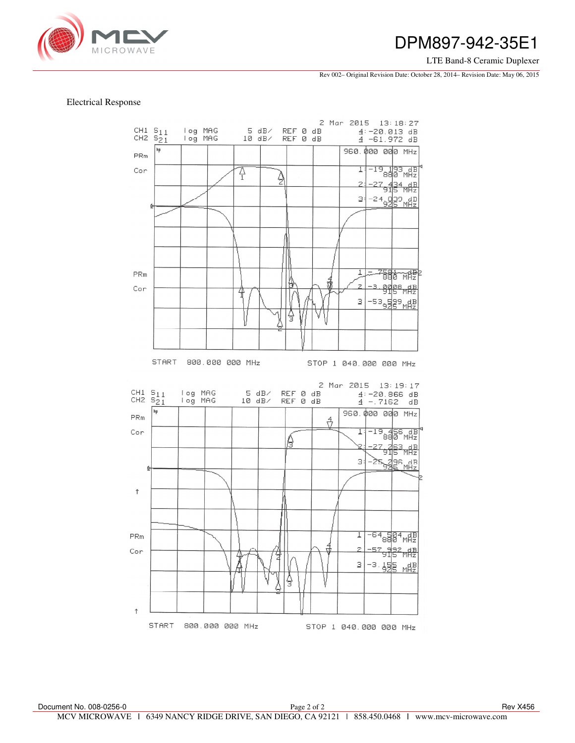Electrical Response

2 Mar 2015 13:18:27

CH1 $S_{11}$ log MAG 5 dB/ REF 0 dB 4:-20.013 dB

CH2 $S_{21}$ log MAG 10 dB/ REF 0 dB 4 -61.972 dB

960.000 000 MHz

PRm

Cor

1:-19.193 dB 880 MHz

2:-27.434 dB 915 MHz

3:-24.000 dB 925 MHz

PRm

Cor

1 -.7581 dB 880 MHz

2 -3.0008 dB 915 MHz

3 -53.599 dB 925 MHz

START 800.000 000 MHz STOP 1 040.000 000 MHz

2 Mar 2015 13:19:17

CH1 $S_{11}$ log MAG 5 dB/ REF 0 dB 4:-20.866 dB

CH2 $S_{21}$ log MAG 10 dB/ REF 0 dB 4 -.7162 dB

960.000 000 MHz

PRm

Cor

1:-19.456 dB 880 MHz

2:-27.263 dB 915 MHz

3:-25.296 dB 925 MHz

PRm

Cor

1 -64.504 dB 880 MHz

2 -57.992 dB 915 MHz

3 -3.155 dB 925 MHz

START 800.000 000 MHz STOP 1 040.000 000 MHz